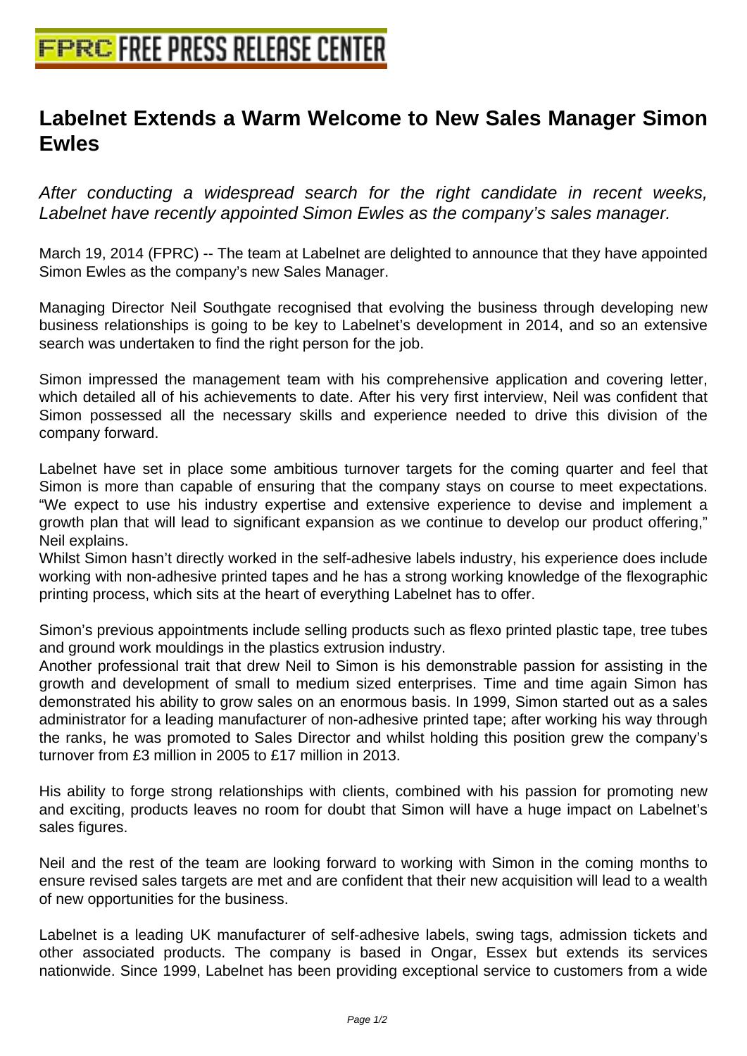# Labelnet Extends a Warm Welcome to New Sales Manager Simon Ewles

*After conducting a widespread search for the right candidate in recent weeks, Labelnet have recently appointed Simon Ewles as the company's sales manager.*

March 19, 2014 (FPRC) -- The team at Labelnet are delighted to announce that they have appointed Simon Ewles as the company's new Sales Manager.

Managing Director Neil Southgate recognised that evolving the business through developing new business relationships is going to be key to Labelnet's development in 2014, and so an extensive search was undertaken to find the right person for the job.

Simon impressed the management team with his comprehensive application and covering letter, which detailed all of his achievements to date. After his very first interview, Neil was confident that Simon possessed all the necessary skills and experience needed to drive this division of the company forward.

Labelnet have set in place some ambitious turnover targets for the coming quarter and feel that Simon is more than capable of ensuring that the company stays on course to meet expectations. "We expect to use his industry expertise and extensive experience to devise and implement a growth plan that will lead to significant expansion as we continue to develop our product offering," Neil explains.
Whilst Simon hasn't directly worked in the self-adhesive labels industry, his experience does include working with non-adhesive printed tapes and he has a strong working knowledge of the flexographic printing process, which sits at the heart of everything Labelnet has to offer.

Simon's previous appointments include selling products such as flexo printed plastic tape, tree tubes and ground work mouldings in the plastics extrusion industry.
Another professional trait that drew Neil to Simon is his demonstrable passion for assisting in the growth and development of small to medium sized enterprises. Time and time again Simon has demonstrated his ability to grow sales on an enormous basis. In 1999, Simon started out as a sales administrator for a leading manufacturer of non-adhesive printed tape; after working his way through the ranks, he was promoted to Sales Director and whilst holding this position grew the company's turnover from £3 million in 2005 to £17 million in 2013.

His ability to forge strong relationships with clients, combined with his passion for promoting new and exciting, products leaves no room for doubt that Simon will have a huge impact on Labelnet's sales figures.

Neil and the rest of the team are looking forward to working with Simon in the coming months to ensure revised sales targets are met and are confident that their new acquisition will lead to a wealth of new opportunities for the business.

Labelnet is a leading UK manufacturer of self-adhesive labels, swing tags, admission tickets and other associated products. The company is based in Ongar, Essex but extends its services nationwide. Since 1999, Labelnet has been providing exceptional service to customers from a wide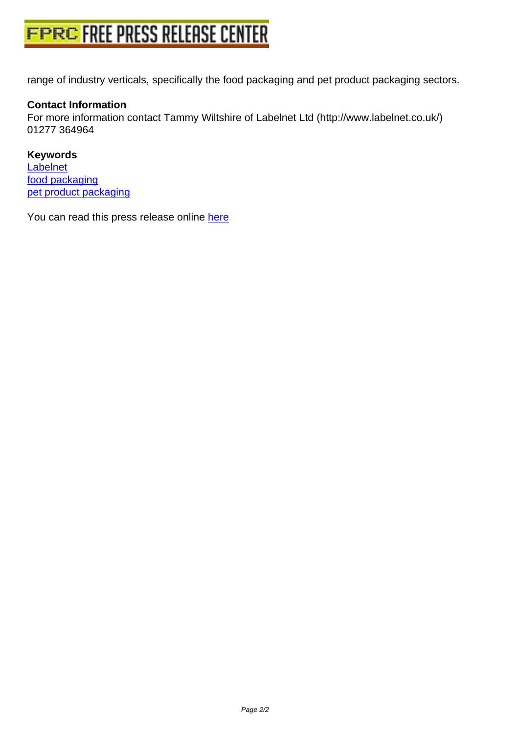range of industry verticals, specifically the food packaging and pet product packaging sectors.

**Contact Information**
For more information contact Tammy Wiltshire of Labelnet Ltd (http://www.labelnet.co.uk/)
01277 364964

**Keywords**
Labelnet
food packaging
pet product packaging

You can read this press release online here